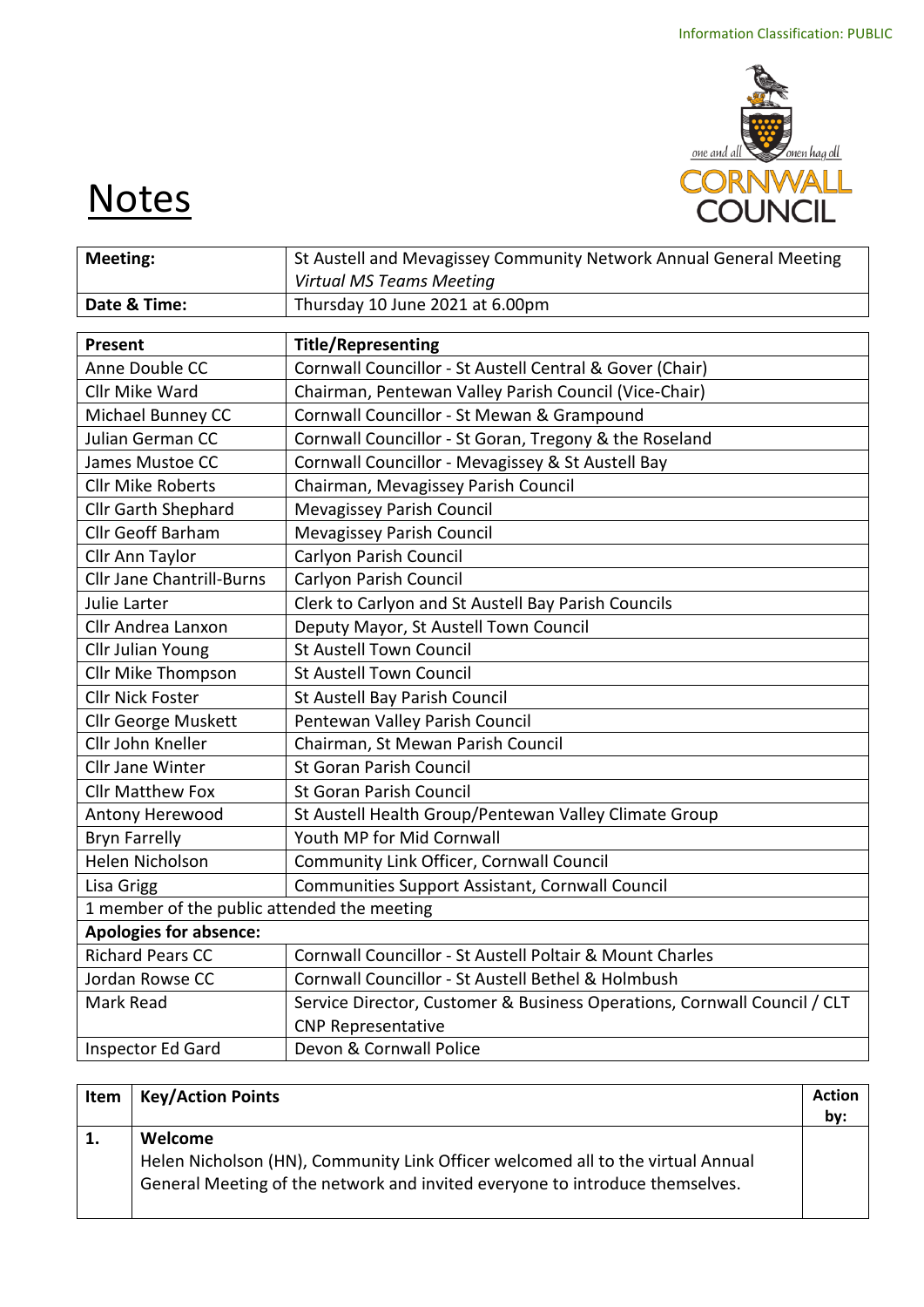Information Classification: PUBLIC

# Notes

| Meeting: | St Austell and Mevagissey Community Network Annual General Meeting *Virtual MS Teams Meeting* |
|---|---|
| **Date & Time:** | Thursday 10 June 2021 at 6.00pm |

| Present | Title/Representing |
|---|---|
| Anne Double CC | Cornwall Councillor - St Austell Central & Gover (Chair) |
| Cllr Mike Ward | Chairman, Pentewan Valley Parish Council (Vice-Chair) |
| Michael Bunney CC | Cornwall Councillor - St Mewan & Grampound |
| Julian German CC | Cornwall Councillor - St Goran, Tregony & the Roseland |
| James Mustoe CC | Cornwall Councillor - Mevagissey & St Austell Bay |
| Cllr Mike Roberts | Chairman, Mevagissey Parish Council |
| Cllr Garth Shephard | Mevagissey Parish Council |
| Cllr Geoff Barham | Mevagissey Parish Council |
| Cllr Ann Taylor | Carlyon Parish Council |
| Cllr Jane Chantrill-Burns | Carlyon Parish Council |
| Julie Larter | Clerk to Carlyon and St Austell Bay Parish Councils |
| Cllr Andrea Lanxon | Deputy Mayor, St Austell Town Council |
| Cllr Julian Young | St Austell Town Council |
| Cllr Mike Thompson | St Austell Town Council |
| Cllr Nick Foster | St Austell Bay Parish Council |
| Cllr George Muskett | Pentewan Valley Parish Council |
| Cllr John Kneller | Chairman, St Mewan Parish Council |
| Cllr Jane Winter | St Goran Parish Council |
| Cllr Matthew Fox | St Goran Parish Council |
| Antony Herewood | St Austell Health Group/Pentewan Valley Climate Group |
| Bryn Farrelly | Youth MP for Mid Cornwall |
| Helen Nicholson | Community Link Officer, Cornwall Council |
| Lisa Grigg | Communities Support Assistant, Cornwall Council |
| 1 member of the public attended the meeting | |
| **Apologies for absence:** | |
| Richard Pears CC | Cornwall Councillor - St Austell Poltair & Mount Charles |
| Jordan Rowse CC | Cornwall Councillor - St Austell Bethel & Holmbush |
| Mark Read | Service Director, Customer & Business Operations, Cornwall Council / CLT CNP Representative |
| Inspector Ed Gard | Devon & Cornwall Police |

| Item | Key/Action Points | Action by: |
|---|---|---|
| **1.** | **Welcome**<br>Helen Nicholson (HN), Community Link Officer welcomed all to the virtual Annual General Meeting of the network and invited everyone to introduce themselves. | |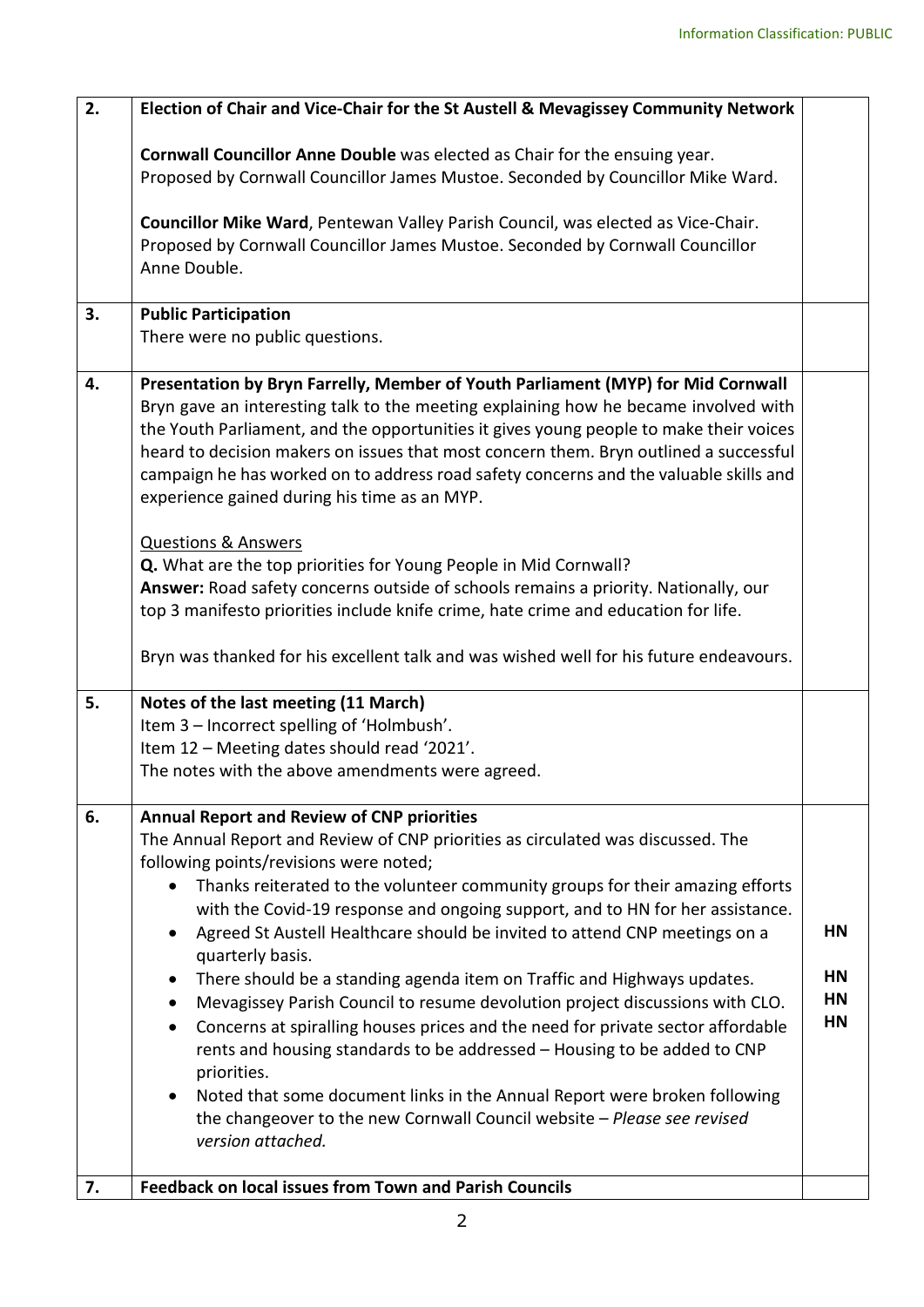| | | |
|---|---|---|
| **2.** | **Election of Chair and Vice-Chair for the St Austell & Mevagissey Community Network**<br><br>**Cornwall Councillor Anne Double** was elected as Chair for the ensuing year. Proposed by Cornwall Councillor James Mustoe. Seconded by Councillor Mike Ward.<br><br>**Councillor Mike Ward**, Pentewan Valley Parish Council, was elected as Vice-Chair. Proposed by Cornwall Councillor James Mustoe. Seconded by Cornwall Councillor Anne Double. | |
| **3.** | **Public Participation**<br>There were no public questions. | |
| **4.** | **Presentation by Bryn Farrelly, Member of Youth Parliament (MYP) for Mid Cornwall**<br>Bryn gave an interesting talk to the meeting explaining how he became involved with the Youth Parliament, and the opportunities it gives young people to make their voices heard to decision makers on issues that most concern them. Bryn outlined a successful campaign he has worked on to address road safety concerns and the valuable skills and experience gained during his time as an MYP.<br><br>Questions & Answers<br>**Q.** What are the top priorities for Young People in Mid Cornwall?<br>**Answer:** Road safety concerns outside of schools remains a priority. Nationally, our top 3 manifesto priorities include knife crime, hate crime and education for life.<br><br>Bryn was thanked for his excellent talk and was wished well for his future endeavours. | |
| **5.** | **Notes of the last meeting (11 March)**<br>Item 3 – Incorrect spelling of 'Holmbush'.<br>Item 12 – Meeting dates should read '2021'.<br>The notes with the above amendments were agreed. | |
| **6.** | **Annual Report and Review of CNP priorities**<br>The Annual Report and Review of CNP priorities as circulated was discussed. The following points/revisions were noted;<br>• Thanks reiterated to the volunteer community groups for their amazing efforts with the Covid-19 response and ongoing support, and to HN for her assistance.<br>• Agreed St Austell Healthcare should be invited to attend CNP meetings on a quarterly basis.<br>• There should be a standing agenda item on Traffic and Highways updates.<br>• Mevagissey Parish Council to resume devolution project discussions with CLO.<br>• Concerns at spiralling houses prices and the need for private sector affordable rents and housing standards to be addressed – Housing to be added to CNP priorities.<br>• Noted that some document links in the Annual Report were broken following the changeover to the new Cornwall Council website – *Please see revised version attached.* | **HN**<br><br>**HN**<br>**HN**<br>**HN** |
| **7.** | **Feedback on local issues from Town and Parish Councils** | |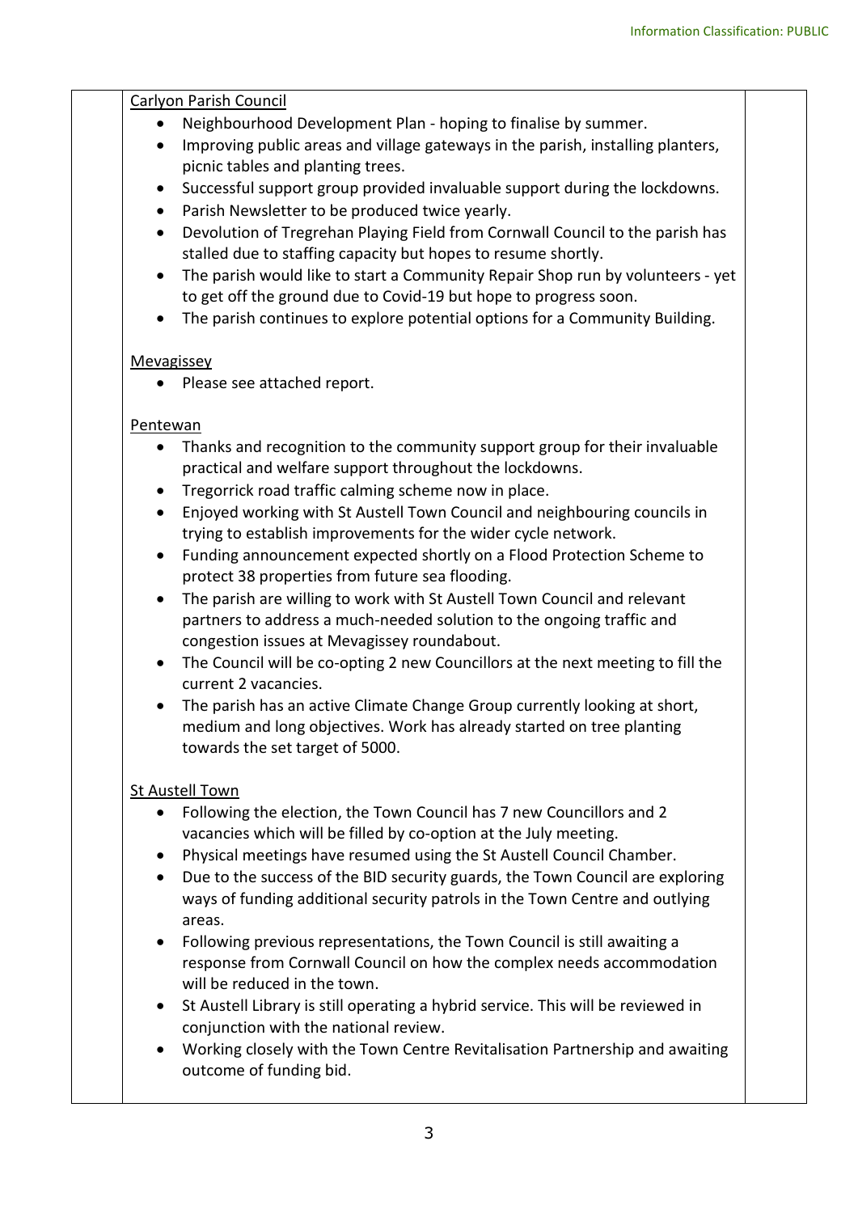Carlyon Parish Council

- Neighbourhood Development Plan - hoping to finalise by summer.
- Improving public areas and village gateways in the parish, installing planters, picnic tables and planting trees.
- Successful support group provided invaluable support during the lockdowns.
- Parish Newsletter to be produced twice yearly.
- Devolution of Tregrehan Playing Field from Cornwall Council to the parish has stalled due to staffing capacity but hopes to resume shortly.
- The parish would like to start a Community Repair Shop run by volunteers - yet to get off the ground due to Covid-19 but hope to progress soon.
- The parish continues to explore potential options for a Community Building.

Mevagissey

- Please see attached report.

Pentewan

- Thanks and recognition to the community support group for their invaluable practical and welfare support throughout the lockdowns.
- Tregorrick road traffic calming scheme now in place.
- Enjoyed working with St Austell Town Council and neighbouring councils in trying to establish improvements for the wider cycle network.
- Funding announcement expected shortly on a Flood Protection Scheme to protect 38 properties from future sea flooding.
- The parish are willing to work with St Austell Town Council and relevant partners to address a much-needed solution to the ongoing traffic and congestion issues at Mevagissey roundabout.
- The Council will be co-opting 2 new Councillors at the next meeting to fill the current 2 vacancies.
- The parish has an active Climate Change Group currently looking at short, medium and long objectives. Work has already started on tree planting towards the set target of 5000.

St Austell Town

- Following the election, the Town Council has 7 new Councillors and 2 vacancies which will be filled by co-option at the July meeting.
- Physical meetings have resumed using the St Austell Council Chamber.
- Due to the success of the BID security guards, the Town Council are exploring ways of funding additional security patrols in the Town Centre and outlying areas.
- Following previous representations, the Town Council is still awaiting a response from Cornwall Council on how the complex needs accommodation will be reduced in the town.
- St Austell Library is still operating a hybrid service. This will be reviewed in conjunction with the national review.
- Working closely with the Town Centre Revitalisation Partnership and awaiting outcome of funding bid.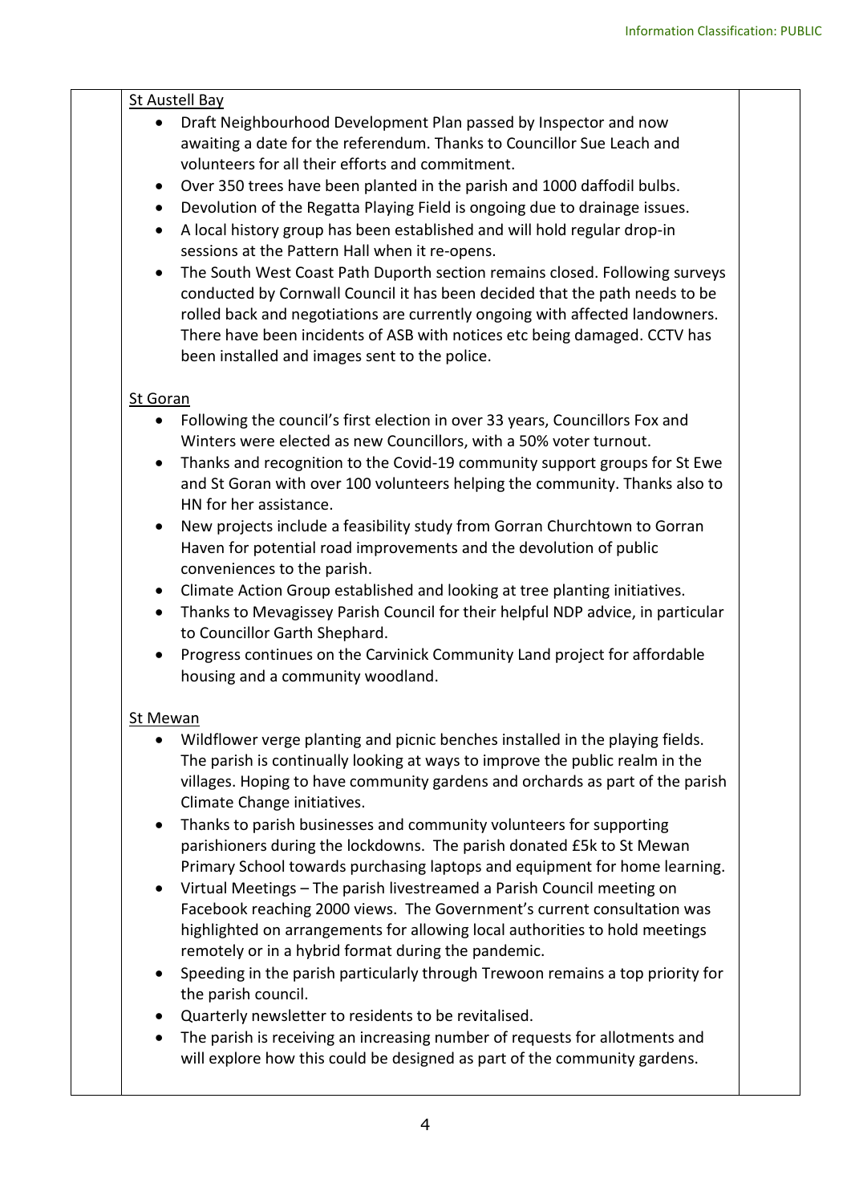St Austell Bay

- Draft Neighbourhood Development Plan passed by Inspector and now awaiting a date for the referendum. Thanks to Councillor Sue Leach and volunteers for all their efforts and commitment.
- Over 350 trees have been planted in the parish and 1000 daffodil bulbs.
- Devolution of the Regatta Playing Field is ongoing due to drainage issues.
- A local history group has been established and will hold regular drop-in sessions at the Pattern Hall when it re-opens.
- The South West Coast Path Duporth section remains closed. Following surveys conducted by Cornwall Council it has been decided that the path needs to be rolled back and negotiations are currently ongoing with affected landowners. There have been incidents of ASB with notices etc being damaged. CCTV has been installed and images sent to the police.

St Goran

- Following the council's first election in over 33 years, Councillors Fox and Winters were elected as new Councillors, with a 50% voter turnout.
- Thanks and recognition to the Covid-19 community support groups for St Ewe and St Goran with over 100 volunteers helping the community. Thanks also to HN for her assistance.
- New projects include a feasibility study from Gorran Churchtown to Gorran Haven for potential road improvements and the devolution of public conveniences to the parish.
- Climate Action Group established and looking at tree planting initiatives.
- Thanks to Mevagissey Parish Council for their helpful NDP advice, in particular to Councillor Garth Shephard.
- Progress continues on the Carvinick Community Land project for affordable housing and a community woodland.

St Mewan

- Wildflower verge planting and picnic benches installed in the playing fields. The parish is continually looking at ways to improve the public realm in the villages. Hoping to have community gardens and orchards as part of the parish Climate Change initiatives.
- Thanks to parish businesses and community volunteers for supporting parishioners during the lockdowns. The parish donated £5k to St Mewan Primary School towards purchasing laptops and equipment for home learning.
- Virtual Meetings – The parish livestreamed a Parish Council meeting on Facebook reaching 2000 views. The Government's current consultation was highlighted on arrangements for allowing local authorities to hold meetings remotely or in a hybrid format during the pandemic.
- Speeding in the parish particularly through Trewoon remains a top priority for the parish council.
- Quarterly newsletter to residents to be revitalised.
- The parish is receiving an increasing number of requests for allotments and will explore how this could be designed as part of the community gardens.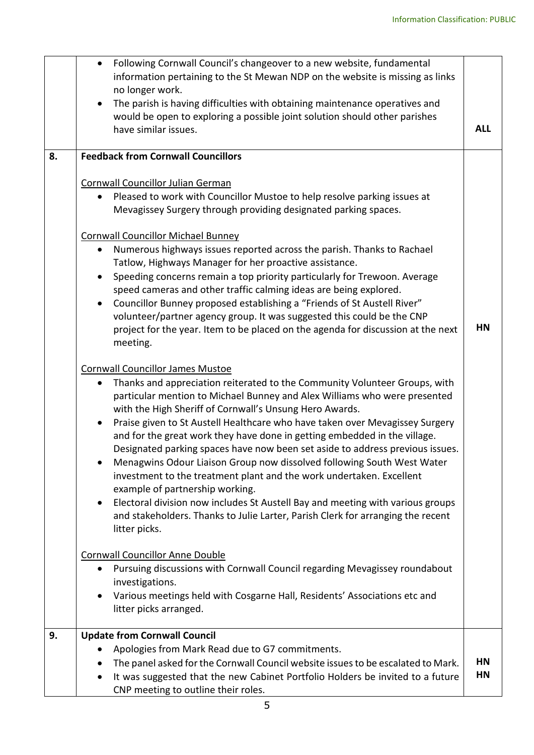Information Classification: PUBLIC

| | | |
|---|---|---|
| | • Following Cornwall Council's changeover to a new website, fundamental information pertaining to the St Mewan NDP on the website is missing as links no longer work.<br>• The parish is having difficulties with obtaining maintenance operatives and would be open to exploring a possible joint solution should other parishes have similar issues. | **ALL** |
| **8.** | **Feedback from Cornwall Councillors**<br><br><u>Cornwall Councillor Julian German</u><br>• Pleased to work with Councillor Mustoe to help resolve parking issues at Mevagissey Surgery through providing designated parking spaces.<br><br><u>Cornwall Councillor Michael Bunney</u><br>• Numerous highways issues reported across the parish. Thanks to Rachael Tatlow, Highways Manager for her proactive assistance.<br>• Speeding concerns remain a top priority particularly for Trewoon. Average speed cameras and other traffic calming ideas are being explored.<br>• Councillor Bunney proposed establishing a "Friends of St Austell River" volunteer/partner agency group. It was suggested this could be the CNP project for the year. Item to be placed on the agenda for discussion at the next meeting.<br><br><u>Cornwall Councillor James Mustoe</u><br>• Thanks and appreciation reiterated to the Community Volunteer Groups, with particular mention to Michael Bunney and Alex Williams who were presented with the High Sheriff of Cornwall's Unsung Hero Awards.<br>• Praise given to St Austell Healthcare who have taken over Mevagissey Surgery and for the great work they have done in getting embedded in the village. Designated parking spaces have now been set aside to address previous issues.<br>• Menagwins Odour Liaison Group now dissolved following South West Water investment to the treatment plant and the work undertaken. Excellent example of partnership working.<br>• Electoral division now includes St Austell Bay and meeting with various groups and stakeholders. Thanks to Julie Larter, Parish Clerk for arranging the recent litter picks.<br><br><u>Cornwall Councillor Anne Double</u><br>• Pursuing discussions with Cornwall Council regarding Mevagissey roundabout investigations.<br>• Various meetings held with Cosgarne Hall, Residents' Associations etc and litter picks arranged. | **HN** |
| **9.** | **Update from Cornwall Council**<br>• Apologies from Mark Read due to G7 commitments.<br>• The panel asked for the Cornwall Council website issues to be escalated to Mark.<br>• It was suggested that the new Cabinet Portfolio Holders be invited to a future CNP meeting to outline their roles. | **HN**<br>**HN** |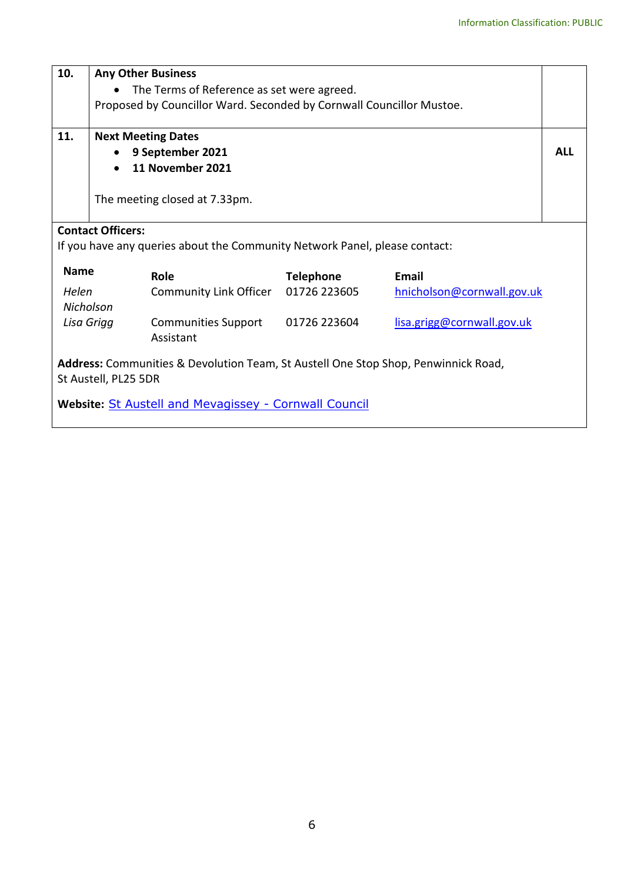| | | |
|---|---|---|
| **10.** | **Any Other Business**<br>• The Terms of Reference as set were agreed.<br>Proposed by Councillor Ward. Seconded by Cornwall Councillor Mustoe. | |
| **11.** | **Next Meeting Dates**<br>• **9 September 2021**<br>• **11 November 2021**<br><br>The meeting closed at 7.33pm. | **ALL** |

**Contact Officers:**
If you have any queries about the Community Network Panel, please contact:

| Name | Role | Telephone | Email |
|---|---|---|---|
| *Helen Nicholson* | Community Link Officer | 01726 223605 | hnicholson@cornwall.gov.uk |
| *Lisa Grigg* | Communities Support Assistant | 01726 223604 | lisa.grigg@cornwall.gov.uk |

**Address:** Communities & Devolution Team, St Austell One Stop Shop, Penwinnick Road, St Austell, PL25 5DR

**Website:** St Austell and Mevagissey - Cornwall Council